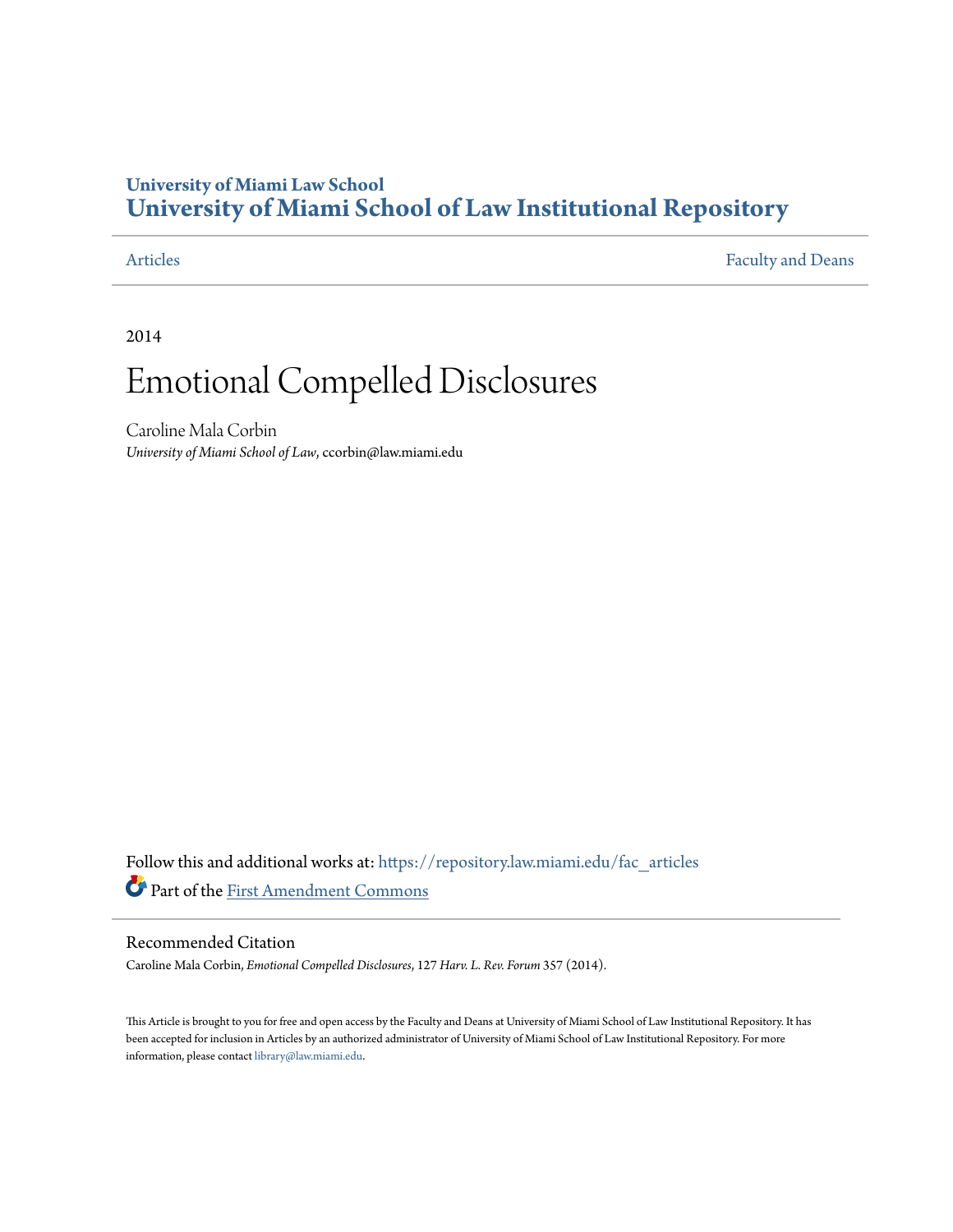**University of Miami Law School**
# University of Miami School of Law Institutional Repository

Articles | Faculty and Deans

2014

# Emotional Compelled Disclosures

Caroline Mala Corbin
*University of Miami School of Law*, ccorbin@law.miami.edu

Follow this and additional works at: https://repository.law.miami.edu/fac_articles

Part of the First Amendment Commons

## Recommended Citation

Caroline Mala Corbin, *Emotional Compelled Disclosures*, 127 *Harv. L. Rev. Forum* 357 (2014).

This Article is brought to you for free and open access by the Faculty and Deans at University of Miami School of Law Institutional Repository. It has been accepted for inclusion in Articles by an authorized administrator of University of Miami School of Law Institutional Repository. For more information, please contact library@law.miami.edu.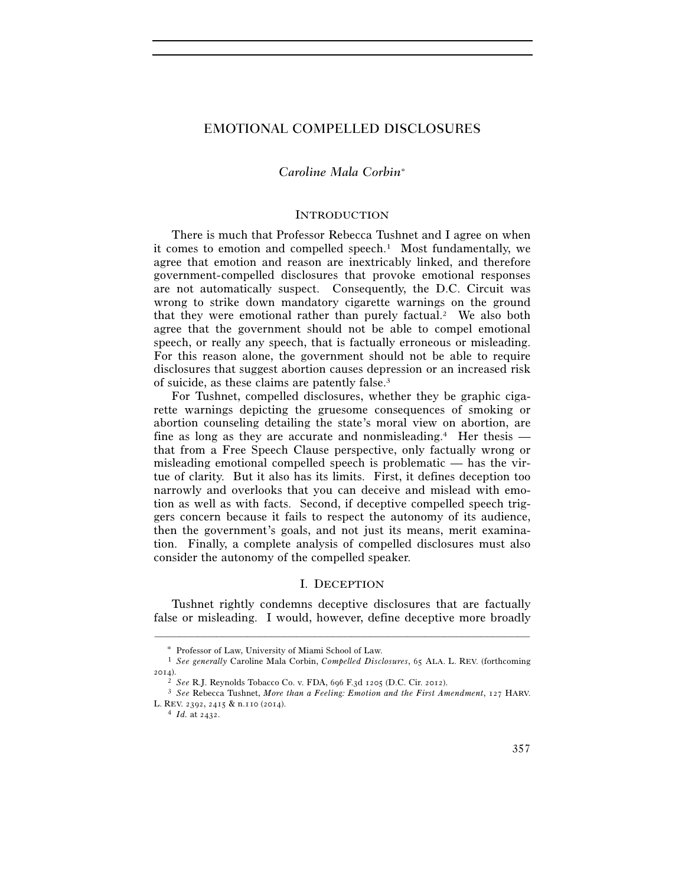# EMOTIONAL COMPELLED DISCLOSURES

*Caroline Mala Corbin*\*

## INTRODUCTION

There is much that Professor Rebecca Tushnet and I agree on when it comes to emotion and compelled speech.[1] Most fundamentally, we agree that emotion and reason are inextricably linked, and therefore government-compelled disclosures that provoke emotional responses are not automatically suspect. Consequently, the D.C. Circuit was wrong to strike down mandatory cigarette warnings on the ground that they were emotional rather than purely factual.[2] We also both agree that the government should not be able to compel emotional speech, or really any speech, that is factually erroneous or misleading. For this reason alone, the government should not be able to require disclosures that suggest abortion causes depression or an increased risk of suicide, as these claims are patently false.[3]

For Tushnet, compelled disclosures, whether they be graphic cigarette warnings depicting the gruesome consequences of smoking or abortion counseling detailing the state's moral view on abortion, are fine as long as they are accurate and nonmisleading.[4] Her thesis — that from a Free Speech Clause perspective, only factually wrong or misleading emotional compelled speech is problematic — has the virtue of clarity. But it also has its limits. First, it defines deception too narrowly and overlooks that you can deceive and mislead with emotion as well as with facts. Second, if deceptive compelled speech triggers concern because it fails to respect the autonomy of its audience, then the government's goals, and not just its means, merit examination. Finally, a complete analysis of compelled disclosures must also consider the autonomy of the compelled speaker.

## I. DECEPTION

Tushnet rightly condemns deceptive disclosures that are factually false or misleading. I would, however, define deceptive more broadly

---

\* Professor of Law, University of Miami School of Law.

[1] *See generally* Caroline Mala Corbin, *Compelled Disclosures*, 65 ALA. L. REV. (forthcoming 2014).

[2] *See* R.J. Reynolds Tobacco Co. v. FDA, 696 F.3d 1205 (D.C. Cir. 2012).

[3] *See* Rebecca Tushnet, *More than a Feeling: Emotion and the First Amendment*, 127 HARV. L. REV. 2392, 2415 & n.110 (2014).

[4] *Id.* at 2432.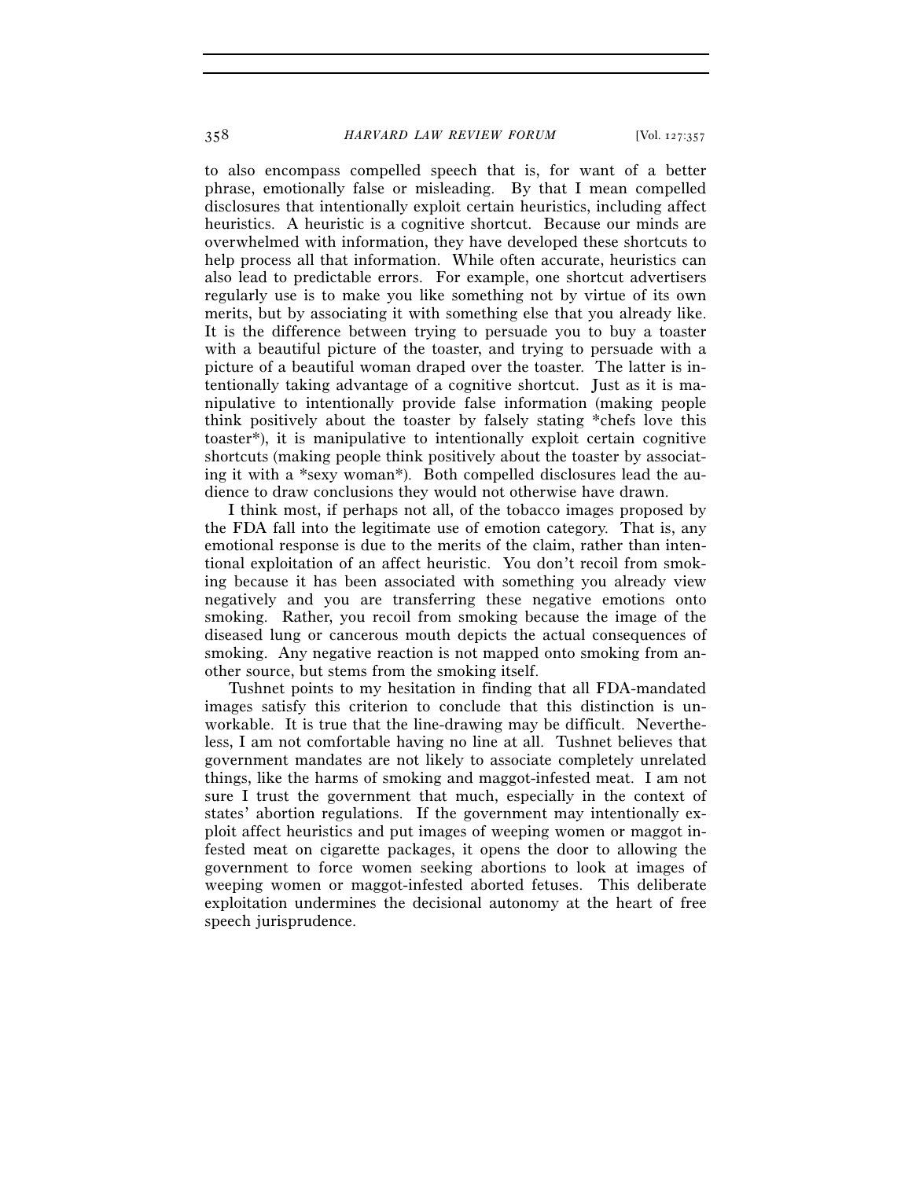to also encompass compelled speech that is, for want of a better phrase, emotionally false or misleading. By that I mean compelled disclosures that intentionally exploit certain heuristics, including affect heuristics. A heuristic is a cognitive shortcut. Because our minds are overwhelmed with information, they have developed these shortcuts to help process all that information. While often accurate, heuristics can also lead to predictable errors. For example, one shortcut advertisers regularly use is to make you like something not by virtue of its own merits, but by associating it with something else that you already like. It is the difference between trying to persuade you to buy a toaster with a beautiful picture of the toaster, and trying to persuade with a picture of a beautiful woman draped over the toaster. The latter is intentionally taking advantage of a cognitive shortcut. Just as it is manipulative to intentionally provide false information (making people think positively about the toaster by falsely stating *chefs love this toaster*), it is manipulative to intentionally exploit certain cognitive shortcuts (making people think positively about the toaster by associating it with a *sexy woman*). Both compelled disclosures lead the audience to draw conclusions they would not otherwise have drawn.

I think most, if perhaps not all, of the tobacco images proposed by the FDA fall into the legitimate use of emotion category. That is, any emotional response is due to the merits of the claim, rather than intentional exploitation of an affect heuristic. You don't recoil from smoking because it has been associated with something you already view negatively and you are transferring these negative emotions onto smoking. Rather, you recoil from smoking because the image of the diseased lung or cancerous mouth depicts the actual consequences of smoking. Any negative reaction is not mapped onto smoking from another source, but stems from the smoking itself.

Tushnet points to my hesitation in finding that all FDA-mandated images satisfy this criterion to conclude that this distinction is unworkable. It is true that the line-drawing may be difficult. Nevertheless, I am not comfortable having no line at all. Tushnet believes that government mandates are not likely to associate completely unrelated things, like the harms of smoking and maggot-infested meat. I am not sure I trust the government that much, especially in the context of states' abortion regulations. If the government may intentionally exploit affect heuristics and put images of weeping women or maggot infested meat on cigarette packages, it opens the door to allowing the government to force women seeking abortions to look at images of weeping women or maggot-infested aborted fetuses. This deliberate exploitation undermines the decisional autonomy at the heart of free speech jurisprudence.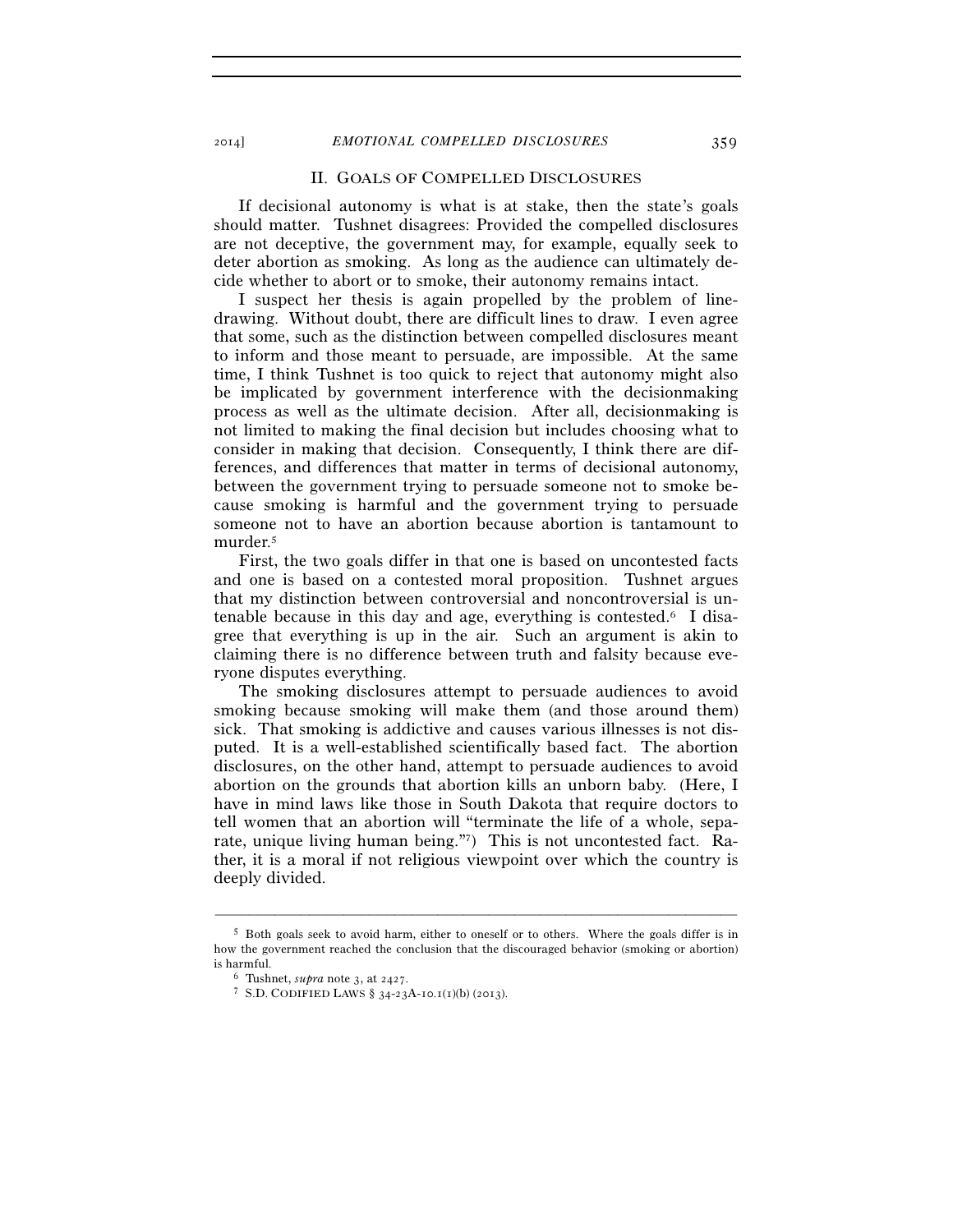## II. Goals of Compelled Disclosures

If decisional autonomy is what is at stake, then the state's goals should matter. Tushnet disagrees: Provided the compelled disclosures are not deceptive, the government may, for example, equally seek to deter abortion as smoking. As long as the audience can ultimately decide whether to abort or to smoke, their autonomy remains intact.

I suspect her thesis is again propelled by the problem of line-drawing. Without doubt, there are difficult lines to draw. I even agree that some, such as the distinction between compelled disclosures meant to inform and those meant to persuade, are impossible. At the same time, I think Tushnet is too quick to reject that autonomy might also be implicated by government interference with the decisionmaking process as well as the ultimate decision. After all, decisionmaking is not limited to making the final decision but includes choosing what to consider in making that decision. Consequently, I think there are differences, and differences that matter in terms of decisional autonomy, between the government trying to persuade someone not to smoke because smoking is harmful and the government trying to persuade someone not to have an abortion because abortion is tantamount to murder.[5]

First, the two goals differ in that one is based on uncontested facts and one is based on a contested moral proposition. Tushnet argues that my distinction between controversial and noncontroversial is untenable because in this day and age, everything is contested.[6] I disagree that everything is up in the air. Such an argument is akin to claiming there is no difference between truth and falsity because everyone disputes everything.

The smoking disclosures attempt to persuade audiences to avoid smoking because smoking will make them (and those around them) sick. That smoking is addictive and causes various illnesses is not disputed. It is a well-established scientifically based fact. The abortion disclosures, on the other hand, attempt to persuade audiences to avoid abortion on the grounds that abortion kills an unborn baby. (Here, I have in mind laws like those in South Dakota that require doctors to tell women that an abortion will "terminate the life of a whole, separate, unique living human being."[7]) This is not uncontested fact. Rather, it is a moral if not religious viewpoint over which the country is deeply divided.

---

[5] Both goals seek to avoid harm, either to oneself or to others. Where the goals differ is in how the government reached the conclusion that the discouraged behavior (smoking or abortion) is harmful.

[6] Tushnet, *supra* note 3, at 2427.

[7] S.D. Codified Laws § 34-23A-10.1(1)(b) (2013).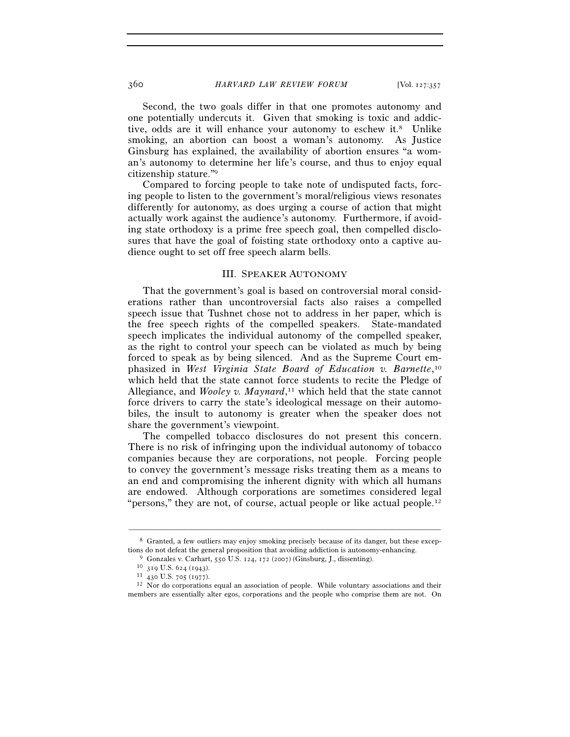Second, the two goals differ in that one promotes autonomy and one potentially undercuts it. Given that smoking is toxic and addictive, odds are it will enhance your autonomy to eschew it.[8] Unlike smoking, an abortion can boost a woman's autonomy. As Justice Ginsburg has explained, the availability of abortion ensures "a woman's autonomy to determine her life's course, and thus to enjoy equal citizenship stature."[9]

Compared to forcing people to take note of undisputed facts, forcing people to listen to the government's moral/religious views resonates differently for autonomy, as does urging a course of action that might actually work against the audience's autonomy. Furthermore, if avoiding state orthodoxy is a prime free speech goal, then compelled disclosures that have the goal of foisting state orthodoxy onto a captive audience ought to set off free speech alarm bells.

## III. SPEAKER AUTONOMY

That the government's goal is based on controversial moral considerations rather than uncontroversial facts also raises a compelled speech issue that Tushnet chose not to address in her paper, which is the free speech rights of the compelled speakers. State-mandated speech implicates the individual autonomy of the compelled speaker, as the right to control your speech can be violated as much by being forced to speak as by being silenced. And as the Supreme Court emphasized in *West Virginia State Board of Education v. Barnette*,[10] which held that the state cannot force students to recite the Pledge of Allegiance, and *Wooley v. Maynard*,[11] which held that the state cannot force drivers to carry the state's ideological message on their automobiles, the insult to autonomy is greater when the speaker does not share the government's viewpoint.

The compelled tobacco disclosures do not present this concern. There is no risk of infringing upon the individual autonomy of tobacco companies because they are corporations, not people. Forcing people to convey the government's message risks treating them as a means to an end and compromising the inherent dignity with which all humans are endowed. Although corporations are sometimes considered legal "persons," they are not, of course, actual people or like actual people.[12]

---

[8] Granted, a few outliers may enjoy smoking precisely because of its danger, but these exceptions do not defeat the general proposition that avoiding addiction is autonomy-enhancing.

[9] Gonzales v. Carhart, 550 U.S. 124, 172 (2007) (Ginsburg, J., dissenting).

[10] 319 U.S. 624 (1943).

[11] 430 U.S. 705 (1977).

[12] Nor do corporations equal an association of people. While voluntary associations and their members are essentially alter egos, corporations and the people who comprise them are not. On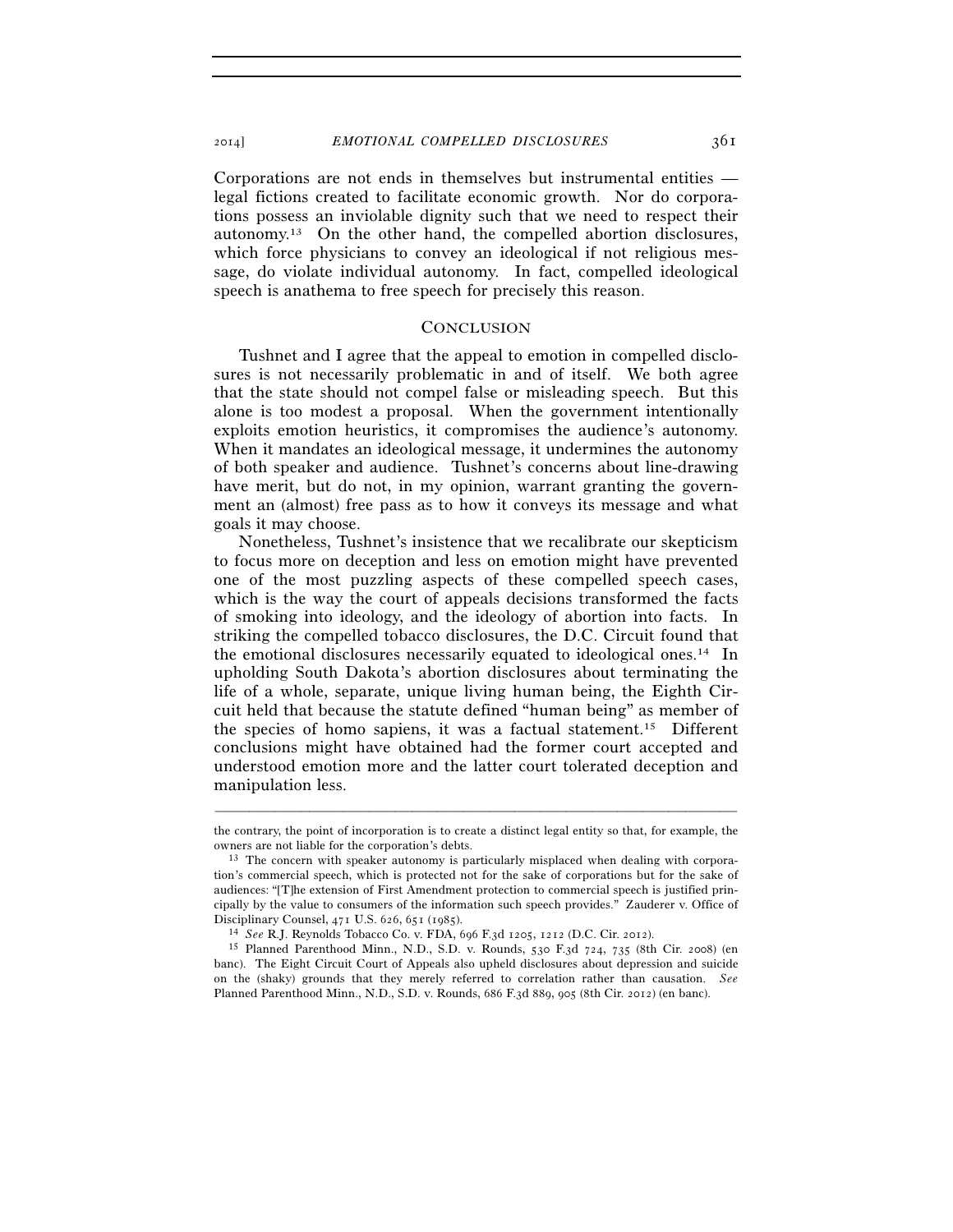Corporations are not ends in themselves but instrumental entities — legal fictions created to facilitate economic growth. Nor do corporations possess an inviolable dignity such that we need to respect their autonomy.[13] On the other hand, the compelled abortion disclosures, which force physicians to convey an ideological if not religious message, do violate individual autonomy. In fact, compelled ideological speech is anathema to free speech for precisely this reason.

## Conclusion

Tushnet and I agree that the appeal to emotion in compelled disclosures is not necessarily problematic in and of itself. We both agree that the state should not compel false or misleading speech. But this alone is too modest a proposal. When the government intentionally exploits emotion heuristics, it compromises the audience's autonomy. When it mandates an ideological message, it undermines the autonomy of both speaker and audience. Tushnet's concerns about line-drawing have merit, but do not, in my opinion, warrant granting the government an (almost) free pass as to how it conveys its message and what goals it may choose.

Nonetheless, Tushnet's insistence that we recalibrate our skepticism to focus more on deception and less on emotion might have prevented one of the most puzzling aspects of these compelled speech cases, which is the way the court of appeals decisions transformed the facts of smoking into ideology, and the ideology of abortion into facts. In striking the compelled tobacco disclosures, the D.C. Circuit found that the emotional disclosures necessarily equated to ideological ones.[14] In upholding South Dakota's abortion disclosures about terminating the life of a whole, separate, unique living human being, the Eighth Circuit held that because the statute defined "human being" as member of the species of homo sapiens, it was a factual statement.[15] Different conclusions might have obtained had the former court accepted and understood emotion more and the latter court tolerated deception and manipulation less.

---

the contrary, the point of incorporation is to create a distinct legal entity so that, for example, the owners are not liable for the corporation's debts.

[13] The concern with speaker autonomy is particularly misplaced when dealing with corporation's commercial speech, which is protected not for the sake of corporations but for the sake of audiences: "[T]he extension of First Amendment protection to commercial speech is justified principally by the value to consumers of the information such speech provides." Zauderer v. Office of Disciplinary Counsel, 471 U.S. 626, 651 (1985).

[14] *See* R.J. Reynolds Tobacco Co. v. FDA, 696 F.3d 1205, 1212 (D.C. Cir. 2012).

[15] Planned Parenthood Minn., N.D., S.D. v. Rounds, 530 F.3d 724, 735 (8th Cir. 2008) (en banc). The Eight Circuit Court of Appeals also upheld disclosures about depression and suicide on the (shaky) grounds that they merely referred to correlation rather than causation. *See* Planned Parenthood Minn., N.D., S.D. v. Rounds, 686 F.3d 889, 905 (8th Cir. 2012) (en banc).